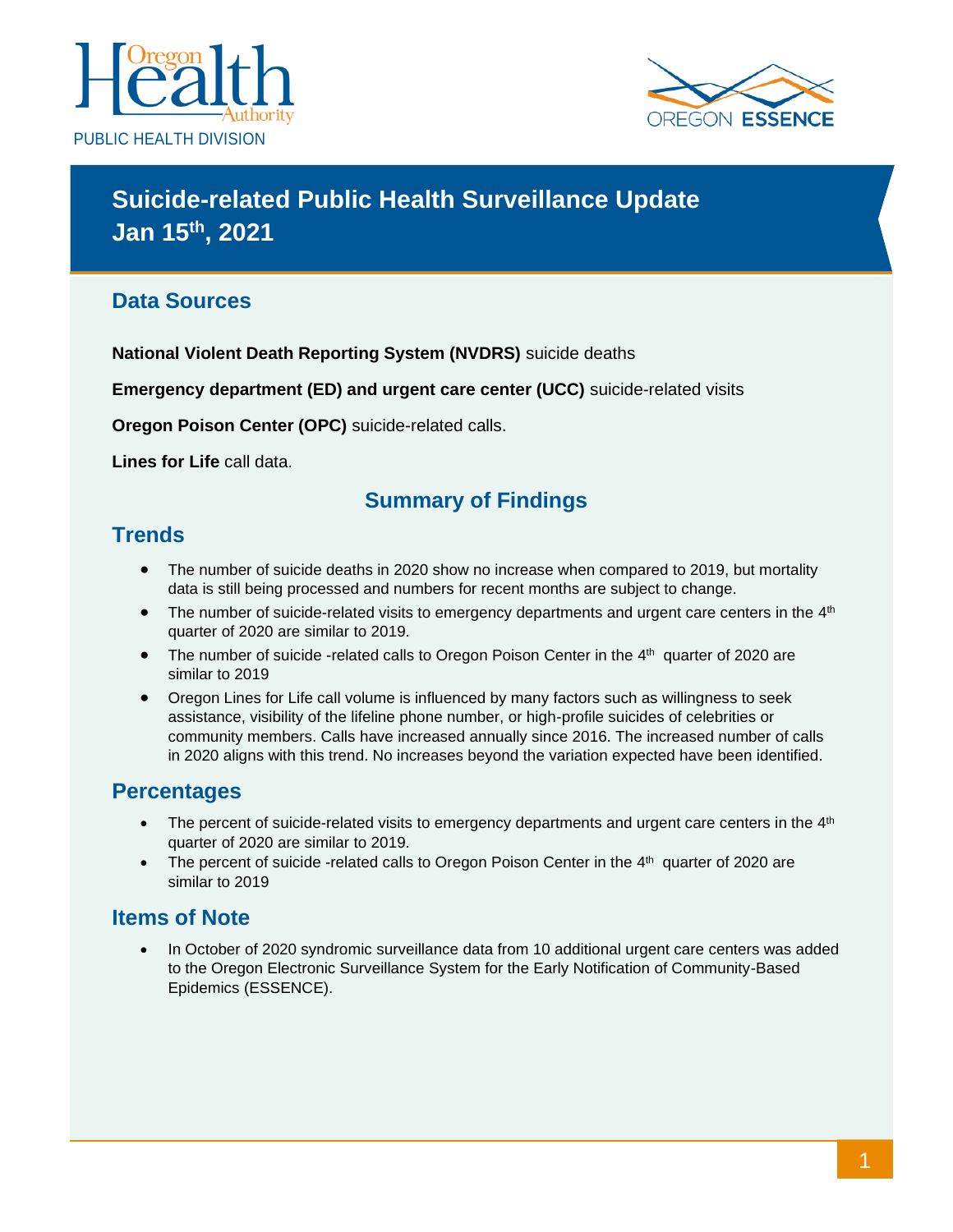PUBLIC HEALTH DIVISION

# Suicide-related Public Health Surveillance Update
# Jan 15th, 2021

## Data Sources

**National Violent Death Reporting System (NVDRS)** suicide deaths

**Emergency department (ED) and urgent care center (UCC)** suicide-related visits

**Oregon Poison Center (OPC)** suicide-related calls.

**Lines for Life** call data.

## Summary of Findings

### Trends

- The number of suicide deaths in 2020 show no increase when compared to 2019, but mortality data is still being processed and numbers for recent months are subject to change.
- The number of suicide-related visits to emergency departments and urgent care centers in the 4th quarter of 2020 are similar to 2019.
- The number of suicide -related calls to Oregon Poison Center in the 4th quarter of 2020 are similar to 2019
- Oregon Lines for Life call volume is influenced by many factors such as willingness to seek assistance, visibility of the lifeline phone number, or high-profile suicides of celebrities or community members. Calls have increased annually since 2016. The increased number of calls in 2020 aligns with this trend. No increases beyond the variation expected have been identified.

### Percentages

- The percent of suicide-related visits to emergency departments and urgent care centers in the 4th quarter of 2020 are similar to 2019.
- The percent of suicide -related calls to Oregon Poison Center in the 4th quarter of 2020 are similar to 2019

### Items of Note

- In October of 2020 syndromic surveillance data from 10 additional urgent care centers was added to the Oregon Electronic Surveillance System for the Early Notification of Community-Based Epidemics (ESSENCE).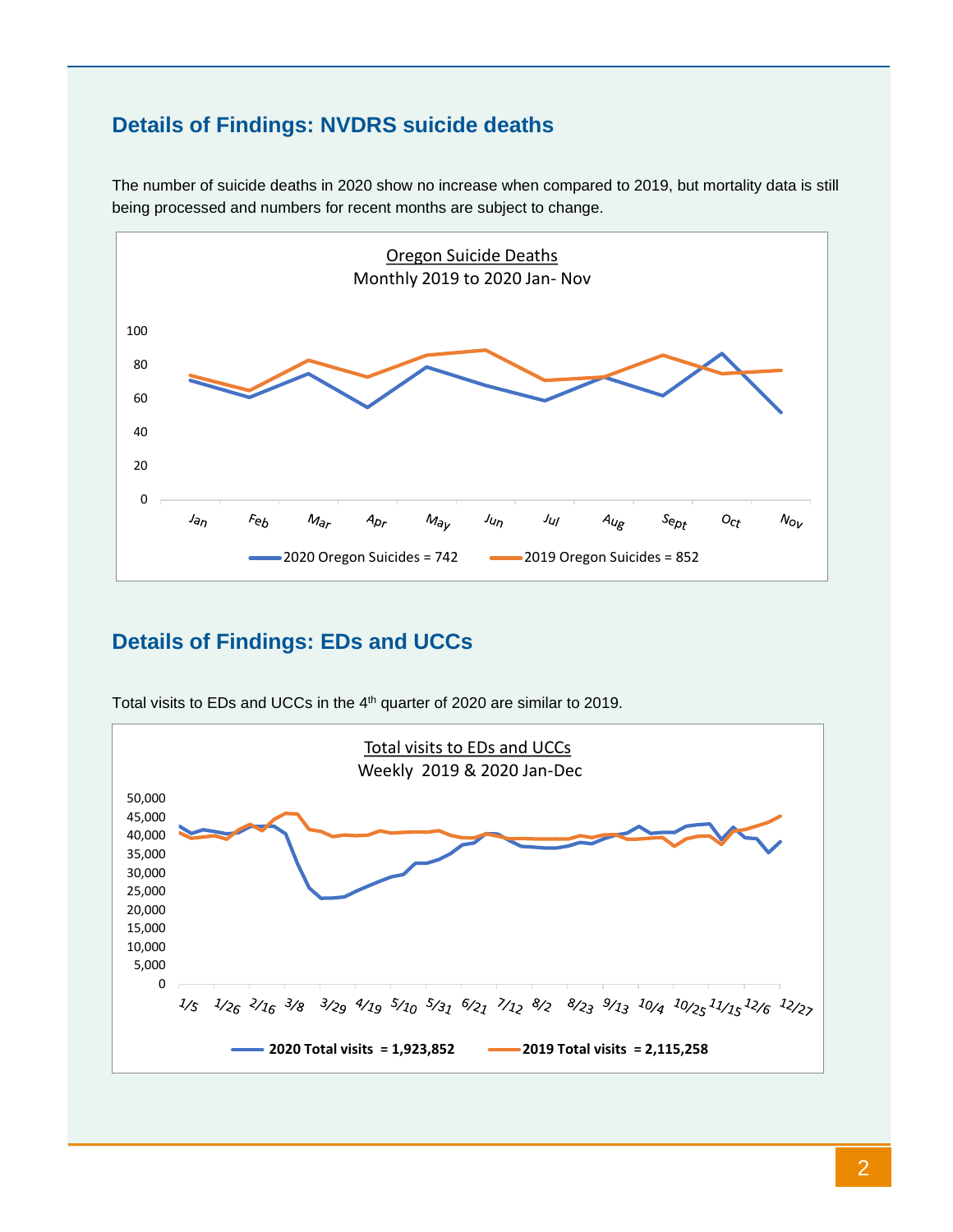## Details of Findings: NVDRS suicide deaths

The number of suicide deaths in 2020 show no increase when compared to 2019, but mortality data is still being processed and numbers for recent months are subject to change.

Oregon Suicide Deaths
Monthly 2019 to 2020 Jan- Nov

2020 Oregon Suicides = 742
2019 Oregon Suicides = 852

## Details of Findings: EDs and UCCs

Total visits to EDs and UCCs in the 4th quarter of 2020 are similar to 2019.

Total visits to EDs and UCCs
Weekly 2019 & 2020 Jan-Dec

**2020 Total visits = 1,923,852**
**2019 Total visits = 2,115,258**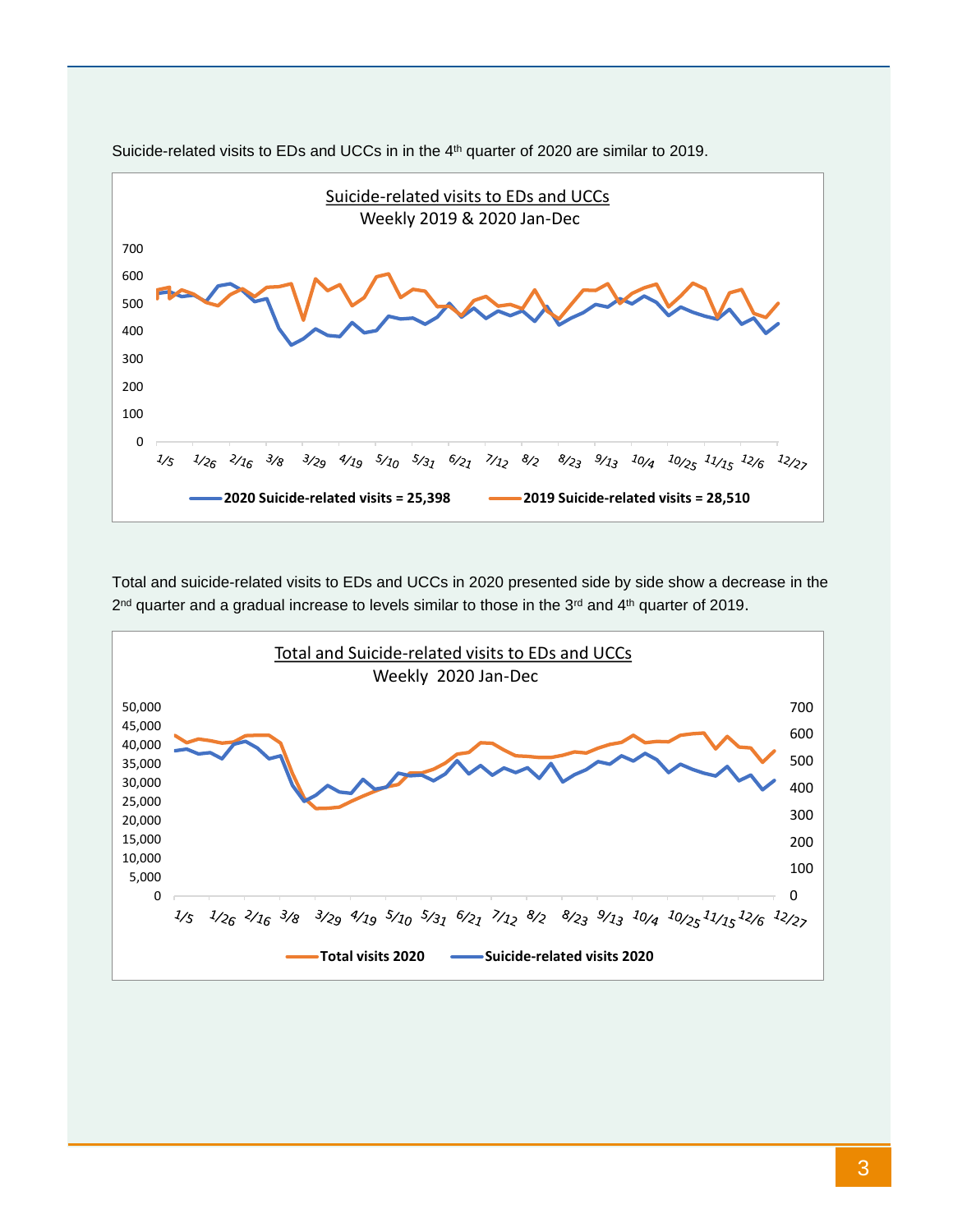Suicide-related visits to EDs and UCCs in in the 4th quarter of 2020 are similar to 2019.

Suicide-related visits to EDs and UCCs
Weekly 2019 & 2020 Jan-Dec

700
600
500
400
300
200
100
0

1/5 1/26 2/16 3/8 3/29 4/19 5/10 5/31 6/21 7/12 8/2 8/23 9/13 10/4 10/25 11/15 12/6 12/27

**2020 Suicide-related visits = 25,398** **2019 Suicide-related visits = 28,510**

Total and suicide-related visits to EDs and UCCs in 2020 presented side by side show a decrease in the 2nd quarter and a gradual increase to levels similar to those in the 3rd and 4th quarter of 2019.

Total and Suicide-related visits to EDs and UCCs
Weekly 2020 Jan-Dec

50,000 / 700
45,000
40,000 / 600
35,000 / 500
30,000
25,000 / 400
20,000 / 300
15,000
10,000 / 200
5,000 / 100
0 / 0

1/5 1/26 2/16 3/8 3/29 4/19 5/10 5/31 6/21 7/12 8/2 8/23 9/13 10/4 10/25 11/15 12/6 12/27

**Total visits 2020** **Suicide-related visits 2020**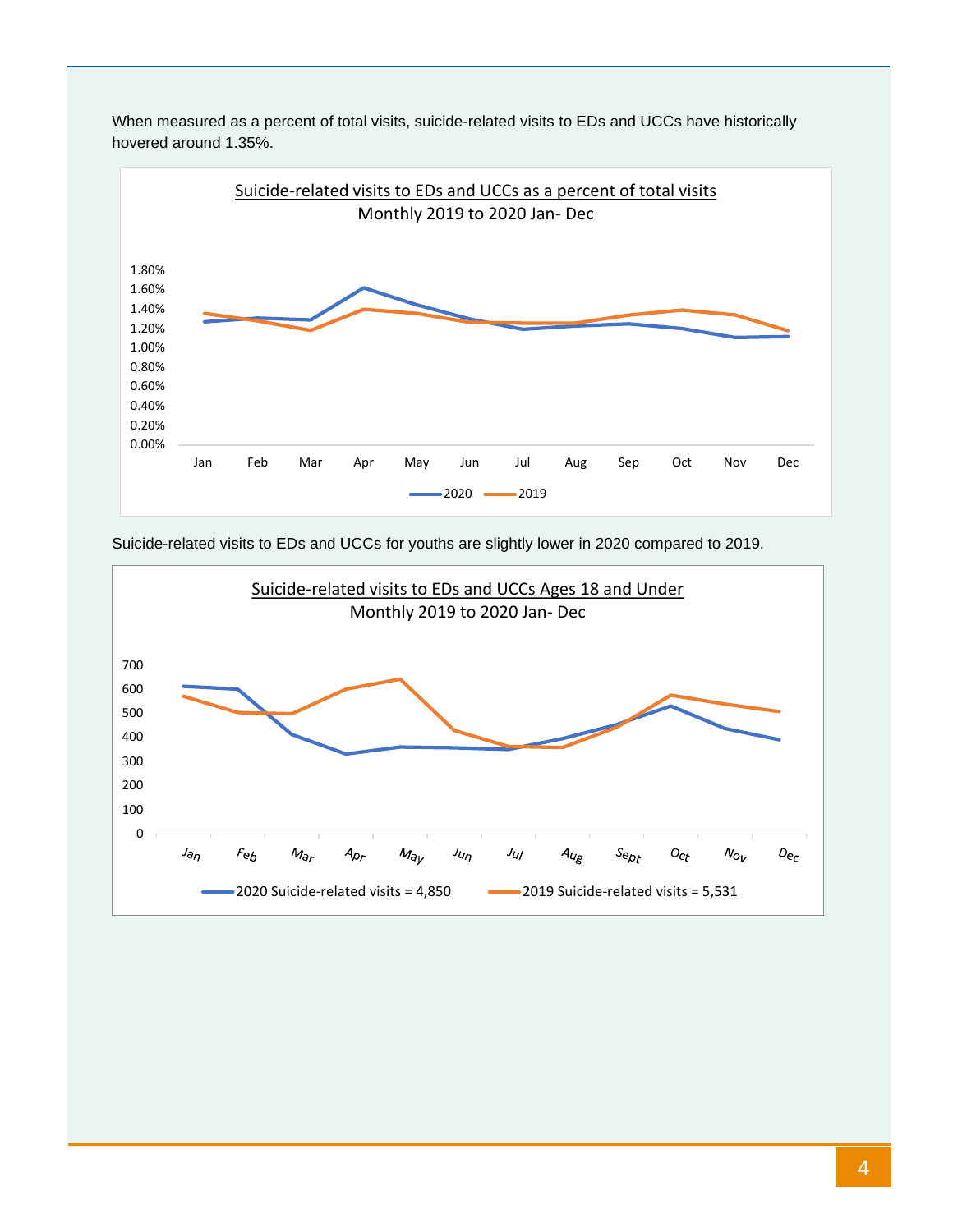When measured as a percent of total visits, suicide-related visits to EDs and UCCs have historically hovered around 1.35%.

Suicide-related visits to EDs and UCCs as a percent of total visits
Monthly 2019 to 2020 Jan- Dec

1.80%
1.60%
1.40%
1.20%
1.00%
0.80%
0.60%
0.40%
0.20%
0.00%

Jan Feb Mar Apr May Jun Jul Aug Sep Oct Nov Dec

2020 2019

Suicide-related visits to EDs and UCCs for youths are slightly lower in 2020 compared to 2019.

Suicide-related visits to EDs and UCCs Ages 18 and Under
Monthly 2019 to 2020 Jan- Dec

700
600
500
400
300
200
100
0

Jan Feb Mar Apr May Jun Jul Aug Sept Oct Nov Dec

2020 Suicide-related visits = 4,850 2019 Suicide-related visits = 5,531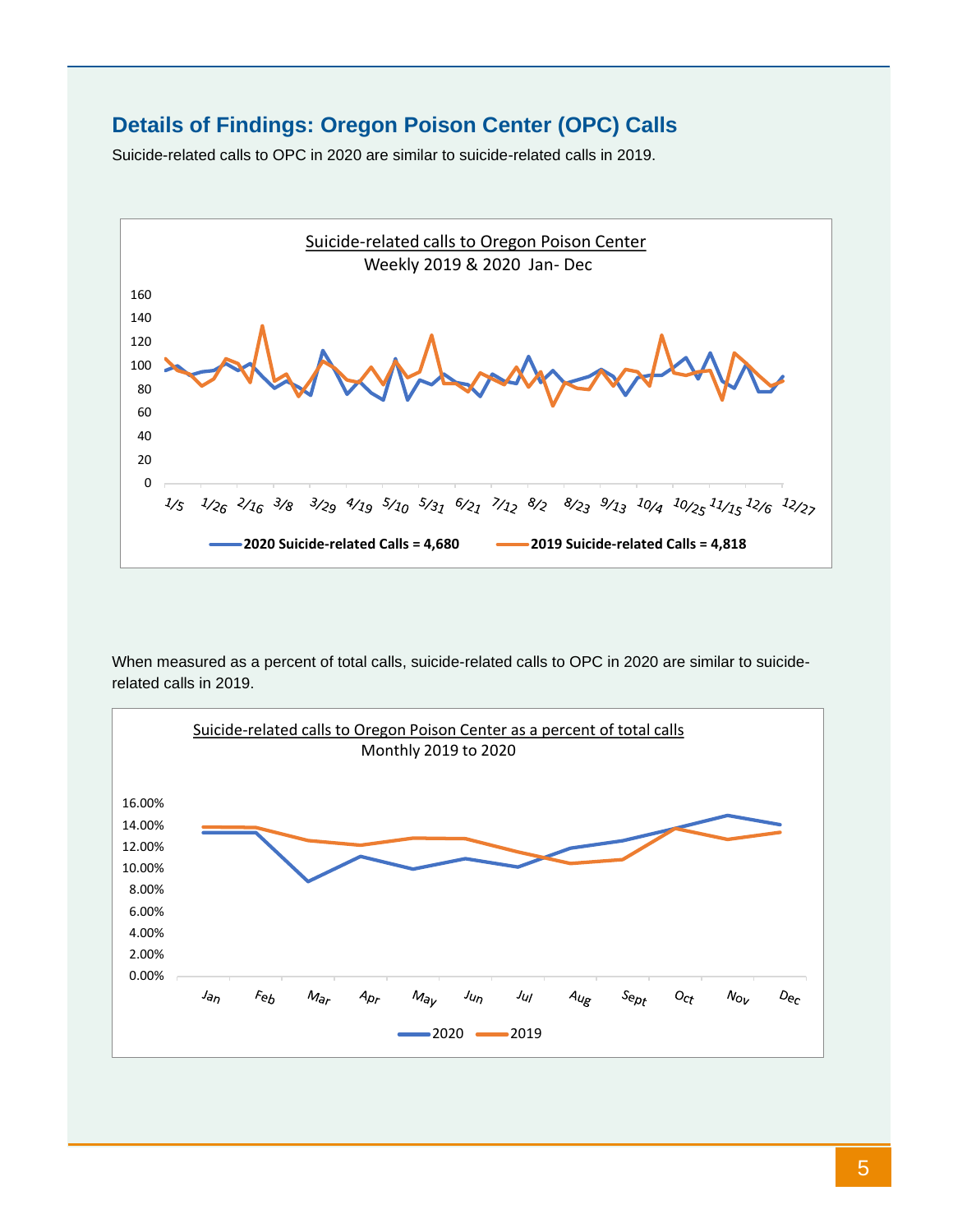## Details of Findings: Oregon Poison Center (OPC) Calls

Suicide-related calls to OPC in 2020 are similar to suicide-related calls in 2019.

Suicide-related calls to Oregon Poison Center
Weekly 2019 & 2020 Jan- Dec

2020 Suicide-related Calls = 4,680
2019 Suicide-related Calls = 4,818

When measured as a percent of total calls, suicide-related calls to OPC in 2020 are similar to suicide-related calls in 2019.

Suicide-related calls to Oregon Poison Center as a percent of total calls
Monthly 2019 to 2020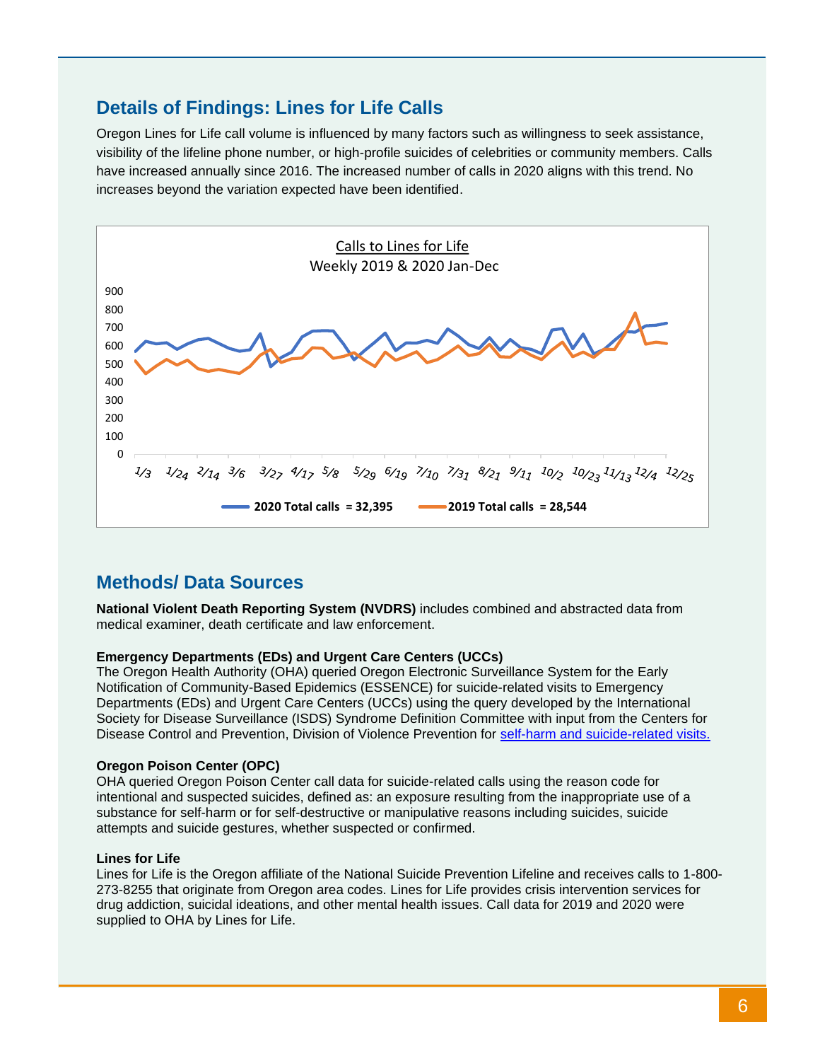## Details of Findings: Lines for Life Calls

Oregon Lines for Life call volume is influenced by many factors such as willingness to seek assistance, visibility of the lifeline phone number, or high-profile suicides of celebrities or community members. Calls have increased annually since 2016. The increased number of calls in 2020 aligns with this trend. No increases beyond the variation expected have been identified.

Calls to Lines for Life
Weekly 2019 & 2020 Jan-Dec

2020 Total calls = 32,395 — 2019 Total calls = 28,544

## Methods/ Data Sources

**National Violent Death Reporting System (NVDRS)** includes combined and abstracted data from medical examiner, death certificate and law enforcement.

**Emergency Departments (EDs) and Urgent Care Centers (UCCs)**
The Oregon Health Authority (OHA) queried Oregon Electronic Surveillance System for the Early Notification of Community-Based Epidemics (ESSENCE) for suicide-related visits to Emergency Departments (EDs) and Urgent Care Centers (UCCs) using the query developed by the International Society for Disease Surveillance (ISDS) Syndrome Definition Committee with input from the Centers for Disease Control and Prevention, Division of Violence Prevention for self-harm and suicide-related visits.

**Oregon Poison Center (OPC)**
OHA queried Oregon Poison Center call data for suicide-related calls using the reason code for intentional and suspected suicides, defined as: an exposure resulting from the inappropriate use of a substance for self-harm or for self-destructive or manipulative reasons including suicides, suicide attempts and suicide gestures, whether suspected or confirmed.

**Lines for Life**
Lines for Life is the Oregon affiliate of the National Suicide Prevention Lifeline and receives calls to 1-800-273-8255 that originate from Oregon area codes. Lines for Life provides crisis intervention services for drug addiction, suicidal ideations, and other mental health issues. Call data for 2019 and 2020 were supplied to OHA by Lines for Life.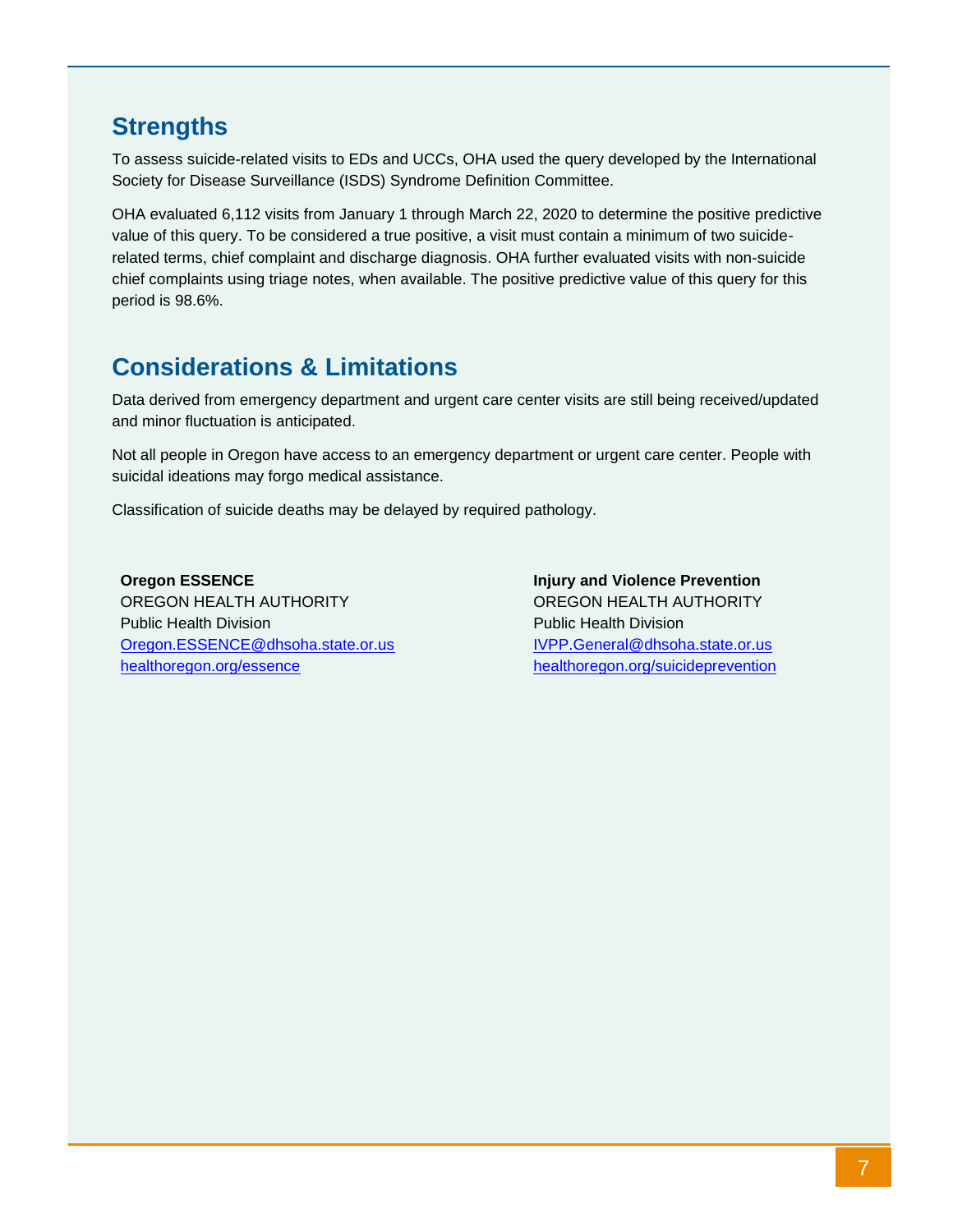## Strengths

To assess suicide-related visits to EDs and UCCs, OHA used the query developed by the International Society for Disease Surveillance (ISDS) Syndrome Definition Committee.

OHA evaluated 6,112 visits from January 1 through March 22, 2020 to determine the positive predictive value of this query. To be considered a true positive, a visit must contain a minimum of two suicide-related terms, chief complaint and discharge diagnosis. OHA further evaluated visits with non-suicide chief complaints using triage notes, when available. The positive predictive value of this query for this period is 98.6%.

## Considerations & Limitations

Data derived from emergency department and urgent care center visits are still being received/updated and minor fluctuation is anticipated.

Not all people in Oregon have access to an emergency department or urgent care center. People with suicidal ideations may forgo medical assistance.

Classification of suicide deaths may be delayed by required pathology.

**Oregon ESSENCE**
OREGON HEALTH AUTHORITY
Public Health Division
Oregon.ESSENCE@dhsoha.state.or.us
healthoregon.org/essence

**Injury and Violence Prevention**
OREGON HEALTH AUTHORITY
Public Health Division
IVPP.General@dhsoha.state.or.us
healthoregon.org/suicideprevention